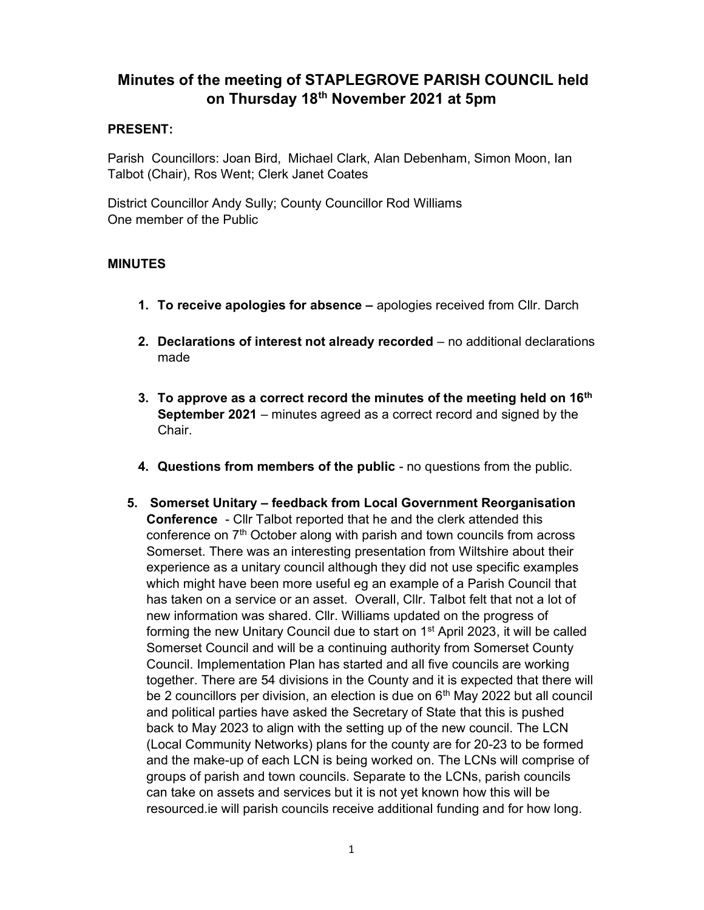# Minutes of the meeting of STAPLEGROVE PARISH COUNCIL held on Thursday 18th November 2021 at 5pm

## PRESENT:

Parish Councillors: Joan Bird, Michael Clark, Alan Debenham, Simon Moon, Ian Talbot (Chair), Ros Went; Clerk Janet Coates

District Councillor Andy Sully; County Councillor Rod Williams
One member of the Public

## MINUTES

1. **To receive apologies for absence –** apologies received from Cllr. Darch

2. **Declarations of interest not already recorded** – no additional declarations made

3. **To approve as a correct record the minutes of the meeting held on 16th September 2021** – minutes agreed as a correct record and signed by the Chair.

4. **Questions from members of the public** - no questions from the public.

5. **Somerset Unitary – feedback from Local Government Reorganisation Conference** - Cllr Talbot reported that he and the clerk attended this conference on 7th October along with parish and town councils from across Somerset. There was an interesting presentation from Wiltshire about their experience as a unitary council although they did not use specific examples which might have been more useful eg an example of a Parish Council that has taken on a service or an asset. Overall, Cllr. Talbot felt that not a lot of new information was shared. Cllr. Williams updated on the progress of forming the new Unitary Council due to start on 1st April 2023, it will be called Somerset Council and will be a continuing authority from Somerset County Council. Implementation Plan has started and all five councils are working together. There are 54 divisions in the County and it is expected that there will be 2 councillors per division, an election is due on 6th May 2022 but all council and political parties have asked the Secretary of State that this is pushed back to May 2023 to align with the setting up of the new council. The LCN (Local Community Networks) plans for the county are for 20-23 to be formed and the make-up of each LCN is being worked on. The LCNs will comprise of groups of parish and town councils. Separate to the LCNs, parish councils can take on assets and services but it is not yet known how this will be resourced.ie will parish councils receive additional funding and for how long.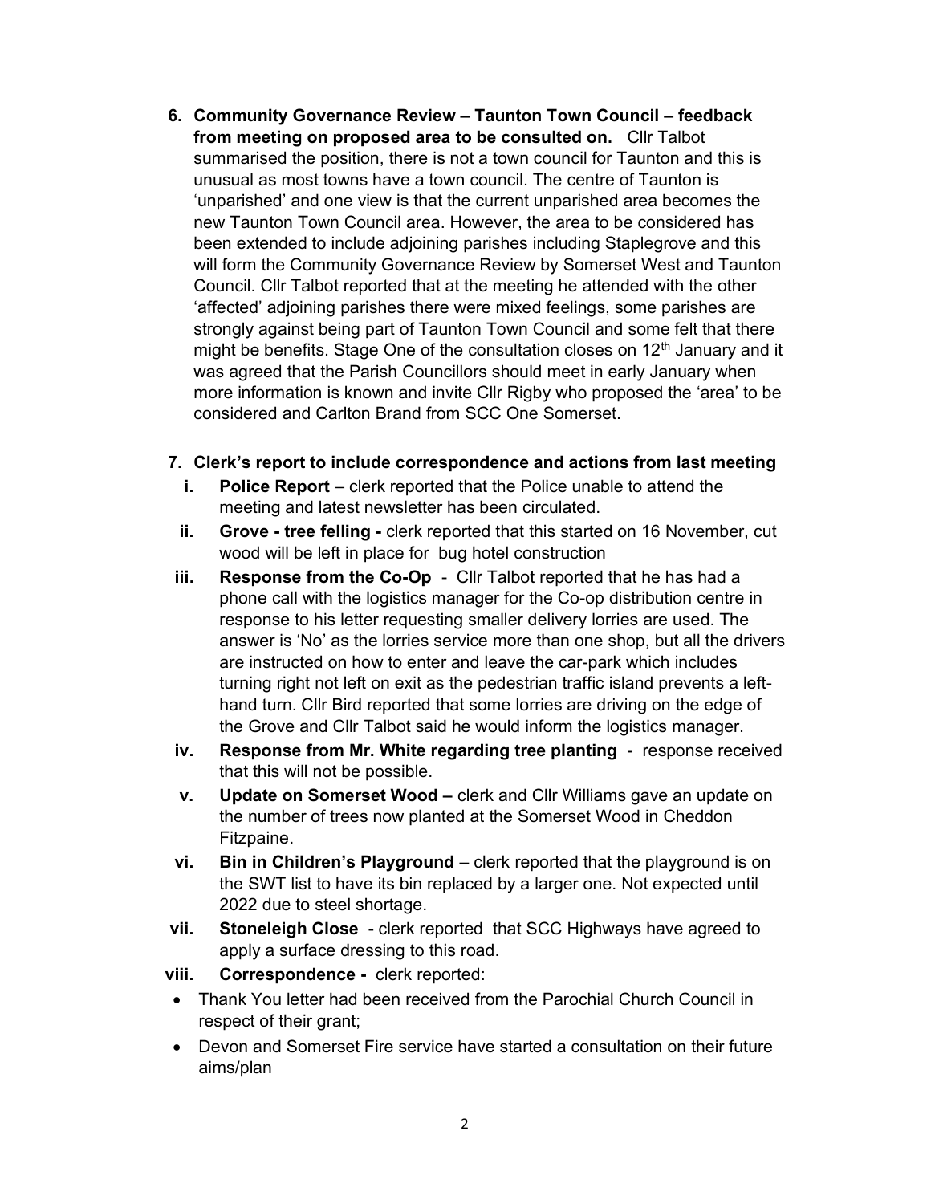6. **Community Governance Review – Taunton Town Council – feedback from meeting on proposed area to be consulted on.** Cllr Talbot summarised the position, there is not a town council for Taunton and this is unusual as most towns have a town council. The centre of Taunton is 'unparished' and one view is that the current unparished area becomes the new Taunton Town Council area. However, the area to be considered has been extended to include adjoining parishes including Staplegrove and this will form the Community Governance Review by Somerset West and Taunton Council. Cllr Talbot reported that at the meeting he attended with the other 'affected' adjoining parishes there were mixed feelings, some parishes are strongly against being part of Taunton Town Council and some felt that there might be benefits. Stage One of the consultation closes on 12th January and it was agreed that the Parish Councillors should meet in early January when more information is known and invite Cllr Rigby who proposed the 'area' to be considered and Carlton Brand from SCC One Somerset.

7. **Clerk's report to include correspondence and actions from last meeting**

   i. **Police Report** – clerk reported that the Police unable to attend the meeting and latest newsletter has been circulated.

   ii. **Grove - tree felling -** clerk reported that this started on 16 November, cut wood will be left in place for bug hotel construction

   iii. **Response from the Co-Op** - Cllr Talbot reported that he has had a phone call with the logistics manager for the Co-op distribution centre in response to his letter requesting smaller delivery lorries are used. The answer is 'No' as the lorries service more than one shop, but all the drivers are instructed on how to enter and leave the car-park which includes turning right not left on exit as the pedestrian traffic island prevents a left-hand turn. Cllr Bird reported that some lorries are driving on the edge of the Grove and Cllr Talbot said he would inform the logistics manager.

   iv. **Response from Mr. White regarding tree planting** - response received that this will not be possible.

   v. **Update on Somerset Wood –** clerk and Cllr Williams gave an update on the number of trees now planted at the Somerset Wood in Cheddon Fitzpaine.

   vi. **Bin in Children's Playground** – clerk reported that the playground is on the SWT list to have its bin replaced by a larger one. Not expected until 2022 due to steel shortage.

   vii. **Stoneleigh Close** - clerk reported that SCC Highways have agreed to apply a surface dressing to this road.

   viii. **Correspondence -** clerk reported:

   - Thank You letter had been received from the Parochial Church Council in respect of their grant;
   - Devon and Somerset Fire service have started a consultation on their future aims/plan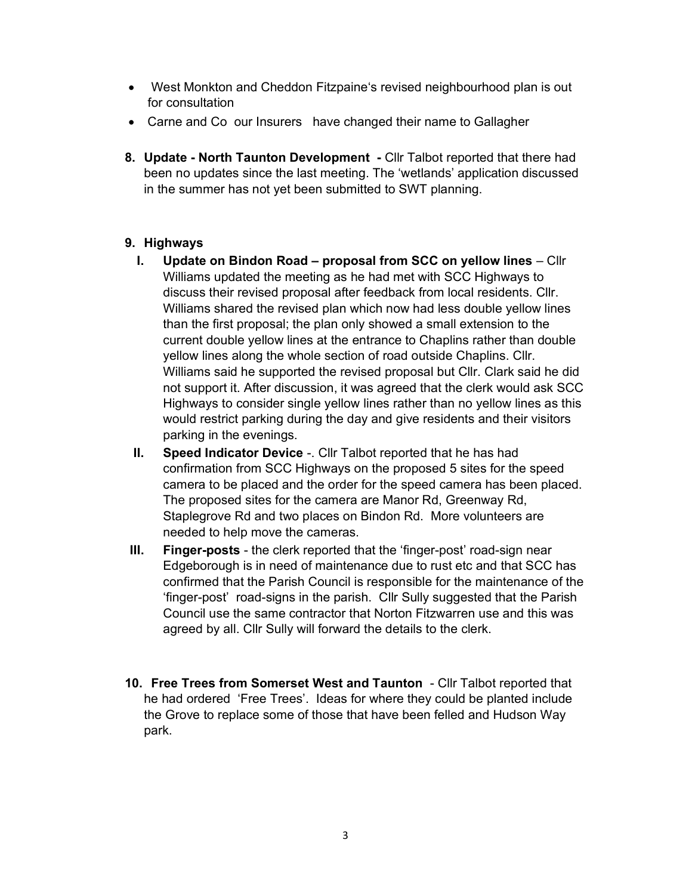- West Monkton and Cheddon Fitzpaine's revised neighbourhood plan is out for consultation
- Carne and Co our Insurers have changed their name to Gallagher

8. **Update - North Taunton Development -** Cllr Talbot reported that there had been no updates since the last meeting. The 'wetlands' application discussed in the summer has not yet been submitted to SWT planning.

9. **Highways**
   I. **Update on Bindon Road – proposal from SCC on yellow lines** – Cllr Williams updated the meeting as he had met with SCC Highways to discuss their revised proposal after feedback from local residents. Cllr. Williams shared the revised plan which now had less double yellow lines than the first proposal; the plan only showed a small extension to the current double yellow lines at the entrance to Chaplins rather than double yellow lines along the whole section of road outside Chaplins. Cllr. Williams said he supported the revised proposal but Cllr. Clark said he did not support it. After discussion, it was agreed that the clerk would ask SCC Highways to consider single yellow lines rather than no yellow lines as this would restrict parking during the day and give residents and their visitors parking in the evenings.
   II. **Speed Indicator Device** -. Cllr Talbot reported that he has had confirmation from SCC Highways on the proposed 5 sites for the speed camera to be placed and the order for the speed camera has been placed. The proposed sites for the camera are Manor Rd, Greenway Rd, Staplegrove Rd and two places on Bindon Rd. More volunteers are needed to help move the cameras.
   III. **Finger-posts** - the clerk reported that the 'finger-post' road-sign near Edgeborough is in need of maintenance due to rust etc and that SCC has confirmed that the Parish Council is responsible for the maintenance of the 'finger-post' road-signs in the parish. Cllr Sully suggested that the Parish Council use the same contractor that Norton Fitzwarren use and this was agreed by all. Cllr Sully will forward the details to the clerk.

10. **Free Trees from Somerset West and Taunton** - Cllr Talbot reported that he had ordered 'Free Trees'. Ideas for where they could be planted include the Grove to replace some of those that have been felled and Hudson Way park.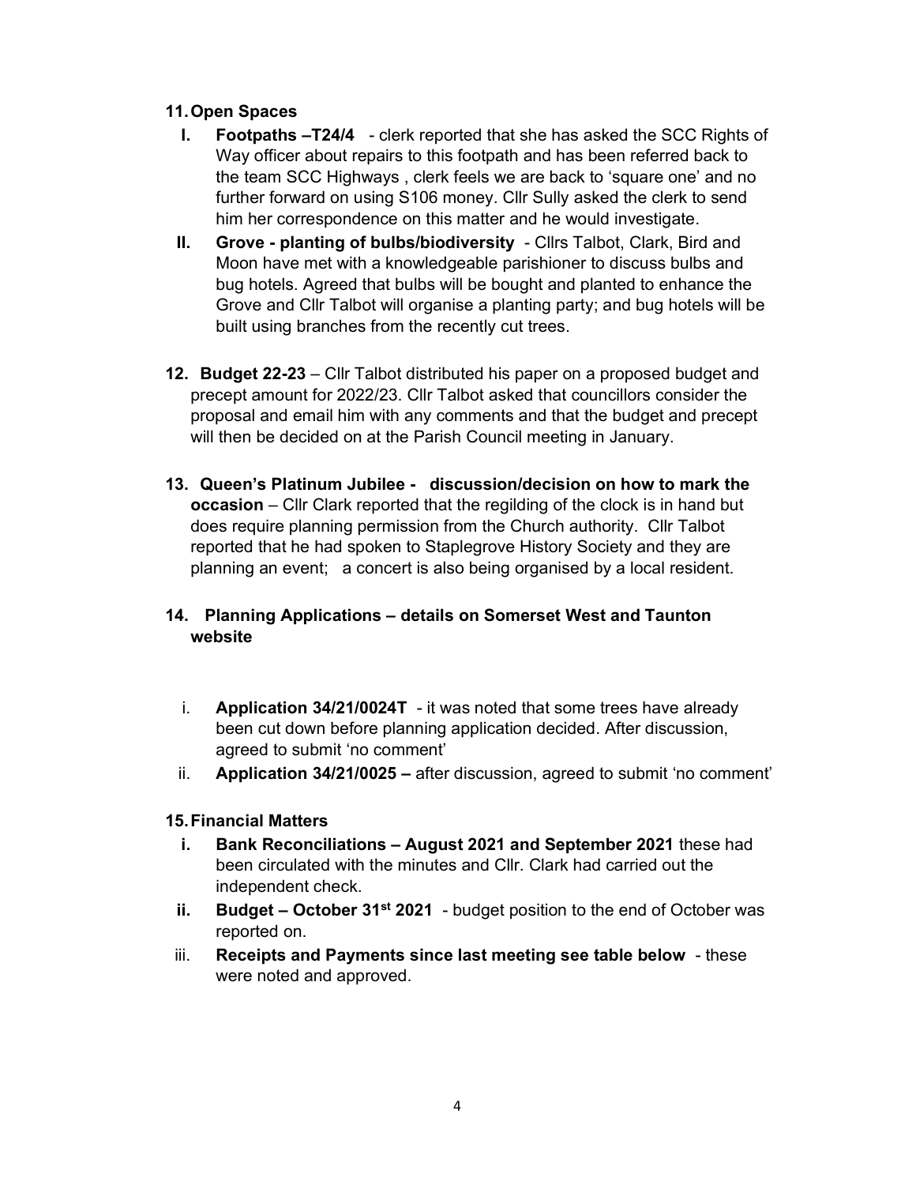## 11. Open Spaces

- **I. Footpaths –T24/4** - clerk reported that she has asked the SCC Rights of Way officer about repairs to this footpath and has been referred back to the team SCC Highways , clerk feels we are back to 'square one' and no further forward on using S106 money. Cllr Sully asked the clerk to send him her correspondence on this matter and he would investigate.
- **II. Grove - planting of bulbs/biodiversity** - Cllrs Talbot, Clark, Bird and Moon have met with a knowledgeable parishioner to discuss bulbs and bug hotels. Agreed that bulbs will be bought and planted to enhance the Grove and Cllr Talbot will organise a planting party; and bug hotels will be built using branches from the recently cut trees.

**12. Budget 22-23** – Cllr Talbot distributed his paper on a proposed budget and precept amount for 2022/23. Cllr Talbot asked that councillors consider the proposal and email him with any comments and that the budget and precept will then be decided on at the Parish Council meeting in January.

**13. Queen's Platinum Jubilee - discussion/decision on how to mark the occasion** – Cllr Clark reported that the regilding of the clock is in hand but does require planning permission from the Church authority. Cllr Talbot reported that he had spoken to Staplegrove History Society and they are planning an event; a concert is also being organised by a local resident.

## 14. Planning Applications – details on Somerset West and Taunton website

- i. **Application 34/21/0024T** - it was noted that some trees have already been cut down before planning application decided. After discussion, agreed to submit 'no comment'
- ii. **Application 34/21/0025 –** after discussion, agreed to submit 'no comment'

## 15. Financial Matters

- **i. Bank Reconciliations – August 2021 and September 2021** these had been circulated with the minutes and Cllr. Clark had carried out the independent check.
- **ii. Budget – October 31st 2021** - budget position to the end of October was reported on.
- iii. **Receipts and Payments since last meeting see table below** - these were noted and approved.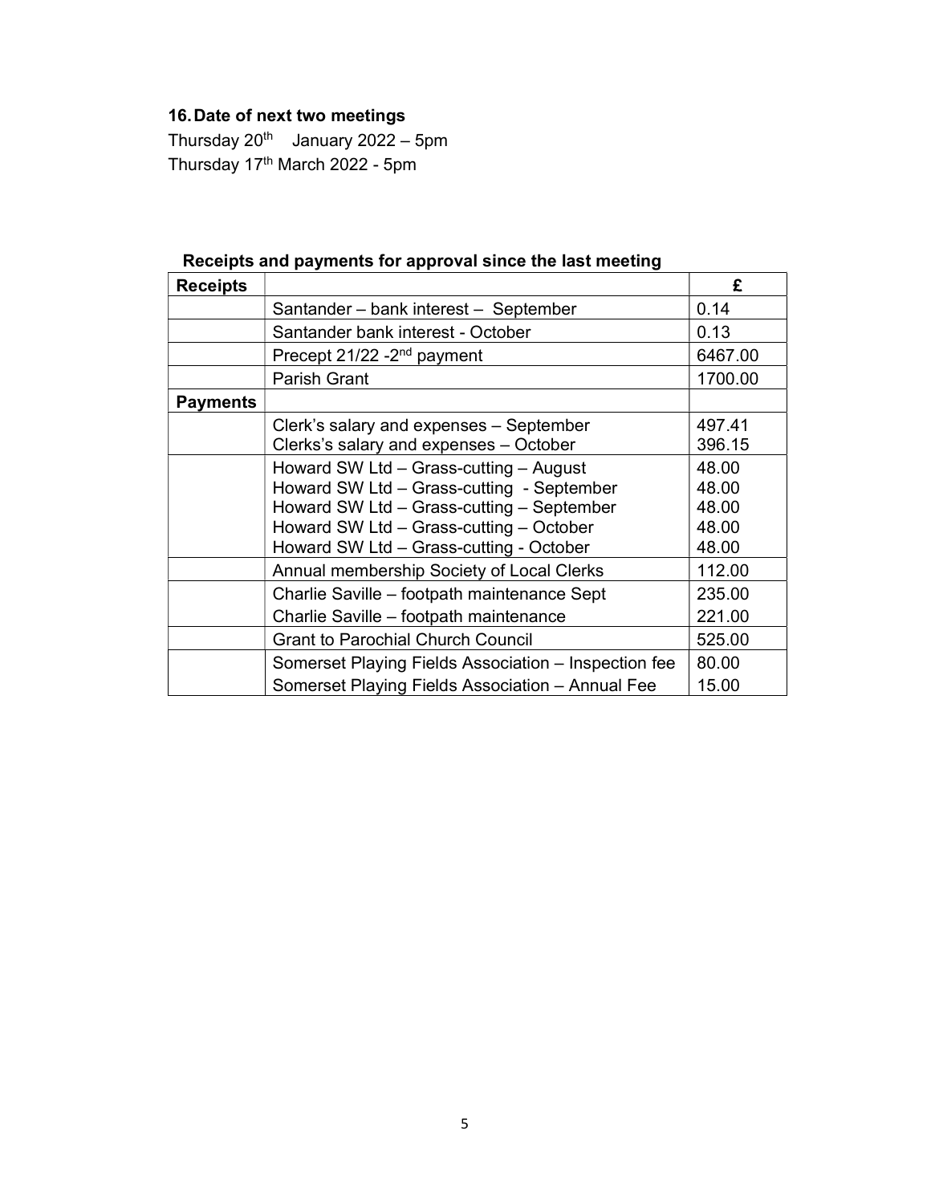## 16. Date of next two meetings

Thursday 20th January 2022 – 5pm
Thursday 17th March 2022 - 5pm

### Receipts and payments for approval since the last meeting

| Receipts | | £ |
|---|---|---|
| | Santander – bank interest – September | 0.14 |
| | Santander bank interest - October | 0.13 |
| | Precept 21/22 -2nd payment | 6467.00 |
| | Parish Grant | 1700.00 |
| **Payments** | | |
| | Clerk's salary and expenses – September<br>Clerks's salary and expenses – October | 497.41<br>396.15 |
| | Howard SW Ltd – Grass-cutting – August<br>Howard SW Ltd – Grass-cutting - September<br>Howard SW Ltd – Grass-cutting – September<br>Howard SW Ltd – Grass-cutting – October<br>Howard SW Ltd – Grass-cutting - October | 48.00<br>48.00<br>48.00<br>48.00<br>48.00 |
| | Annual membership Society of Local Clerks | 112.00 |
| | Charlie Saville – footpath maintenance Sept<br>Charlie Saville – footpath maintenance | 235.00<br>221.00 |
| | Grant to Parochial Church Council | 525.00 |
| | Somerset Playing Fields Association – Inspection fee<br>Somerset Playing Fields Association – Annual Fee | 80.00<br>15.00 |